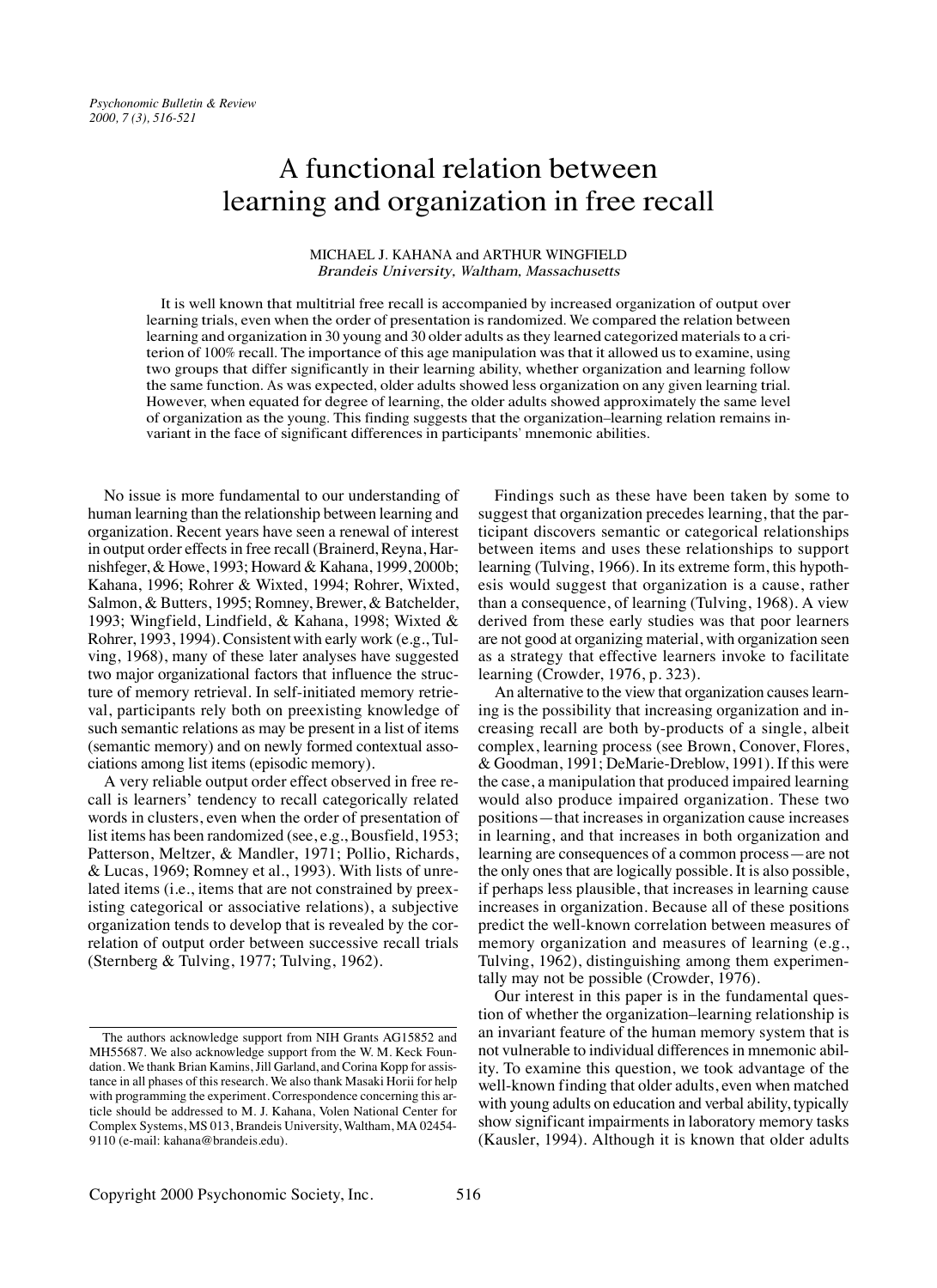# A functional relation between learning and organization in free recall

MICHAEL J. KAHANA and ARTHUR WINGFIELD
*Brandeis University, Waltham, Massachusetts*

It is well known that multitrial free recall is accompanied by increased organization of output over learning trials, even when the order of presentation is randomized. We compared the relation between learning and organization in 30 young and 30 older adults as they learned categorized materials to a criterion of 100% recall. The importance of this age manipulation was that it allowed us to examine, using two groups that differ significantly in their learning ability, whether organization and learning follow the same function. As was expected, older adults showed less organization on any given learning trial. However, when equated for degree of learning, the older adults showed approximately the same level of organization as the young. This finding suggests that the organization–learning relation remains invariant in the face of significant differences in participants' mnemonic abilities.

No issue is more fundamental to our understanding of human learning than the relationship between learning and organization. Recent years have seen a renewal of interest in output order effects in free recall (Brainerd, Reyna, Harnishfeger, & Howe, 1993; Howard & Kahana, 1999, 2000b; Kahana, 1996; Rohrer & Wixted, 1994; Rohrer, Wixted, Salmon, & Butters, 1995; Romney, Brewer, & Batchelder, 1993; Wingfield, Lindfield, & Kahana, 1998; Wixted & Rohrer, 1993, 1994). Consistent with early work (e.g., Tulving, 1968), many of these later analyses have suggested two major organizational factors that influence the structure of memory retrieval. In self-initiated memory retrieval, participants rely both on preexisting knowledge of such semantic relations as may be present in a list of items (semantic memory) and on newly formed contextual associations among list items (episodic memory).

A very reliable output order effect observed in free recall is learners' tendency to recall categorically related words in clusters, even when the order of presentation of list items has been randomized (see, e.g., Bousfield, 1953; Patterson, Meltzer, & Mandler, 1971; Pollio, Richards, & Lucas, 1969; Romney et al., 1993). With lists of unrelated items (i.e., items that are not constrained by preexisting categorical or associative relations), a subjective organization tends to develop that is revealed by the correlation of output order between successive recall trials (Sternberg & Tulving, 1977; Tulving, 1962).

Findings such as these have been taken by some to suggest that organization precedes learning, that the participant discovers semantic or categorical relationships between items and uses these relationships to support learning (Tulving, 1966). In its extreme form, this hypothesis would suggest that organization is a cause, rather than a consequence, of learning (Tulving, 1968). A view derived from these early studies was that poor learners are not good at organizing material, with organization seen as a strategy that effective learners invoke to facilitate learning (Crowder, 1976, p. 323).

An alternative to the view that organization causes learning is the possibility that increasing organization and increasing recall are both by-products of a single, albeit complex, learning process (see Brown, Conover, Flores, & Goodman, 1991; DeMarie-Dreblow, 1991). If this were the case, a manipulation that produced impaired learning would also produce impaired organization. These two positions—that increases in organization cause increases in learning, and that increases in both organization and learning are consequences of a common process—are not the only ones that are logically possible. It is also possible, if perhaps less plausible, that increases in learning cause increases in organization. Because all of these positions predict the well-known correlation between measures of memory organization and measures of learning (e.g., Tulving, 1962), distinguishing among them experimentally may not be possible (Crowder, 1976).

Our interest in this paper is in the fundamental question of whether the organization–learning relationship is an invariant feature of the human memory system that is not vulnerable to individual differences in mnemonic ability. To examine this question, we took advantage of the well-known finding that older adults, even when matched with young adults on education and verbal ability, typically show significant impairments in laboratory memory tasks (Kausler, 1994). Although it is known that older adults

---

The authors acknowledge support from NIH Grants AG15852 and MH55687. We also acknowledge support from the W. M. Keck Foundation. We thank Brian Kamins, Jill Garland, and Corina Kopp for assistance in all phases of this research. We also thank Masaki Horii for help with programming the experiment. Correspondence concerning this article should be addressed to M. J. Kahana, Volen National Center for Complex Systems, MS 013, Brandeis University, Waltham, MA 02454-9110 (e-mail: kahana@brandeis.edu).

Copyright 2000 Psychonomic Society, Inc.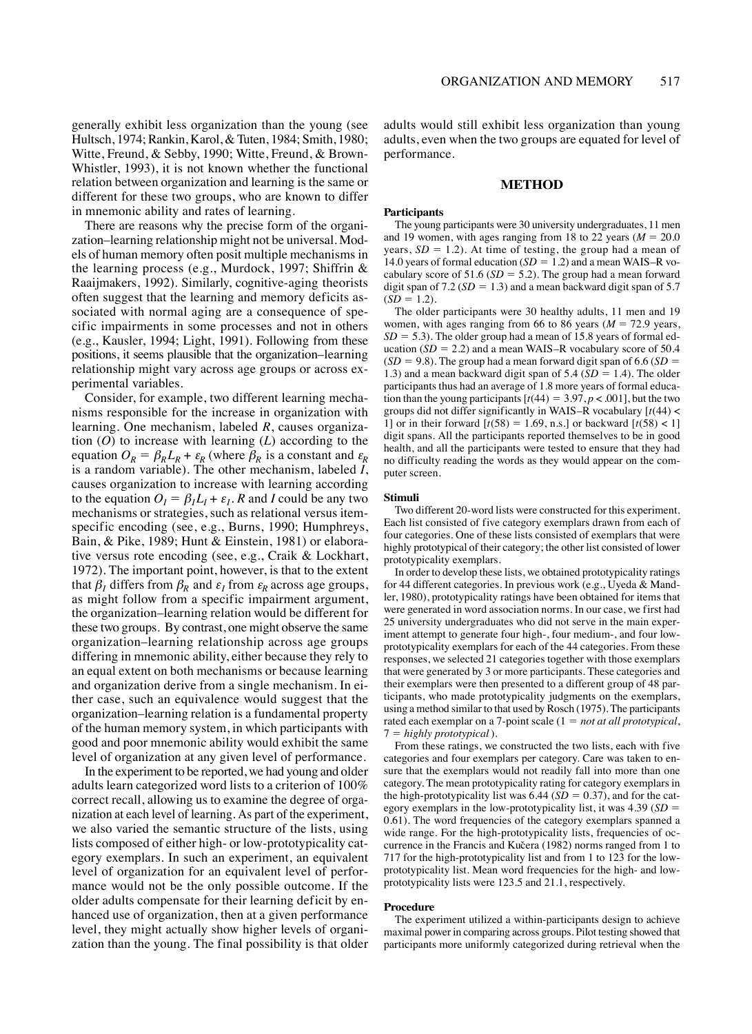generally exhibit less organization than the young (see Hultsch, 1974; Rankin, Karol, & Tuten, 1984; Smith, 1980; Witte, Freund, & Sebby, 1990; Witte, Freund, & Brown-Whistler, 1993), it is not known whether the functional relation between organization and learning is the same or different for these two groups, who are known to differ in mnemonic ability and rates of learning.

There are reasons why the precise form of the organization–learning relationship might not be universal. Models of human memory often posit multiple mechanisms in the learning process (e.g., Murdock, 1997; Shiffrin & Raaijmakers, 1992). Similarly, cognitive-aging theorists often suggest that the learning and memory deficits associated with normal aging are a consequence of specific impairments in some processes and not in others (e.g., Kausler, 1994; Light, 1991). Following from these positions, it seems plausible that the organization–learning relationship might vary across age groups or across experimental variables.

Consider, for example, two different learning mechanisms responsible for the increase in organization with learning. One mechanism, labeled $R$, causes organization ($O$) to increase with learning ($L$) according to the equation $O_R = \beta_R L_R + \varepsilon_R$ (where $\beta_R$ is a constant and $\varepsilon_R$ is a random variable). The other mechanism, labeled $I$, causes organization to increase with learning according to the equation $O_I = \beta_I L_I + \varepsilon_I$. $R$ and $I$ could be any two mechanisms or strategies, such as relational versus item-specific encoding (see, e.g., Burns, 1990; Humphreys, Bain, & Pike, 1989; Hunt & Einstein, 1981) or elaborative versus rote encoding (see, e.g., Craik & Lockhart, 1972). The important point, however, is that to the extent that $\beta_I$ differs from $\beta_R$ and $\varepsilon_I$ from $\varepsilon_R$ across age groups, as might follow from a specific impairment argument, the organization–learning relation would be different for these two groups. By contrast, one might observe the same organization–learning relationship across age groups differing in mnemonic ability, either because they rely to an equal extent on both mechanisms or because learning and organization derive from a single mechanism. In either case, such an equivalence would suggest that the organization–learning relation is a fundamental property of the human memory system, in which participants with good and poor mnemonic ability would exhibit the same level of organization at any given level of performance.

In the experiment to be reported, we had young and older adults learn categorized word lists to a criterion of 100% correct recall, allowing us to examine the degree of organization at each level of learning. As part of the experiment, we also varied the semantic structure of the lists, using lists composed of either high- or low-prototypicality category exemplars. In such an experiment, an equivalent level of organization for an equivalent level of performance would not be the only possible outcome. If the older adults compensate for their learning deficit by enhanced use of organization, then at a given performance level, they might actually show higher levels of organization than the young. The final possibility is that older adults would still exhibit less organization than young adults, even when the two groups are equated for level of performance.

## METHOD

### Participants

The young participants were 30 university undergraduates, 11 men and 19 women, with ages ranging from 18 to 22 years ($M = 20.0$ years, $SD = 1.2$). At time of testing, the group had a mean of 14.0 years of formal education ($SD = 1.2$) and a mean WAIS–R vocabulary score of 51.6 ($SD = 5.2$). The group had a mean forward digit span of 7.2 ($SD = 1.3$) and a mean backward digit span of 5.7 ($SD = 1.2$).

The older participants were 30 healthy adults, 11 men and 19 women, with ages ranging from 66 to 86 years ($M = 72.9$ years, $SD = 5.3$). The older group had a mean of 15.8 years of formal education ($SD = 2.2$) and a mean WAIS–R vocabulary score of 50.4 ($SD = 9.8$). The group had a mean forward digit span of 6.6 ($SD = 1.3$) and a mean backward digit span of 5.4 ($SD = 1.4$). The older participants thus had an average of 1.8 more years of formal education than the young participants [$t(44) = 3.97, p < .001$], but the two groups did not differ significantly in WAIS–R vocabulary [$t(44) < 1$] or in their forward [$t(58) = 1.69$, n.s.] or backward [$t(58) < 1$] digit spans. All the participants reported themselves to be in good health, and all the participants were tested to ensure that they had no difficulty reading the words as they would appear on the computer screen.

### Stimuli

Two different 20-word lists were constructed for this experiment. Each list consisted of five category exemplars drawn from each of four categories. One of these lists consisted of exemplars that were highly prototypical of their category; the other list consisted of lower prototypicality exemplars.

In order to develop these lists, we obtained prototypicality ratings for 44 different categories. In previous work (e.g., Uyeda & Mandler, 1980), prototypicality ratings have been obtained for items that were generated in word association norms. In our case, we first had 25 university undergraduates who did not serve in the main experiment attempt to generate four high-, four medium-, and four low-prototypicality exemplars for each of the 44 categories. From these responses, we selected 21 categories together with those exemplars that were generated by 3 or more participants. These categories and their exemplars were then presented to a different group of 48 participants, who made prototypicality judgments on the exemplars, using a method similar to that used by Rosch (1975). The participants rated each exemplar on a 7-point scale (1 = *not at all prototypical*, 7 = *highly prototypical*).

From these ratings, we constructed the two lists, each with five categories and four exemplars per category. Care was taken to ensure that the exemplars would not readily fall into more than one category. The mean prototypicality rating for category exemplars in the high-prototypicality list was 6.44 ($SD = 0.37$), and for the category exemplars in the low-prototypicality list, it was 4.39 ($SD = 0.61$). The word frequencies of the category exemplars spanned a wide range. For the high-prototypicality lists, frequencies of occurrence in the Francis and Kučera (1982) norms ranged from 1 to 717 for the high-prototypicality list and from 1 to 123 for the low-prototypicality list. Mean word frequencies for the high- and low-prototypicality lists were 123.5 and 21.1, respectively.

### Procedure

The experiment utilized a within-participants design to achieve maximal power in comparing across groups. Pilot testing showed that participants more uniformly categorized during retrieval when the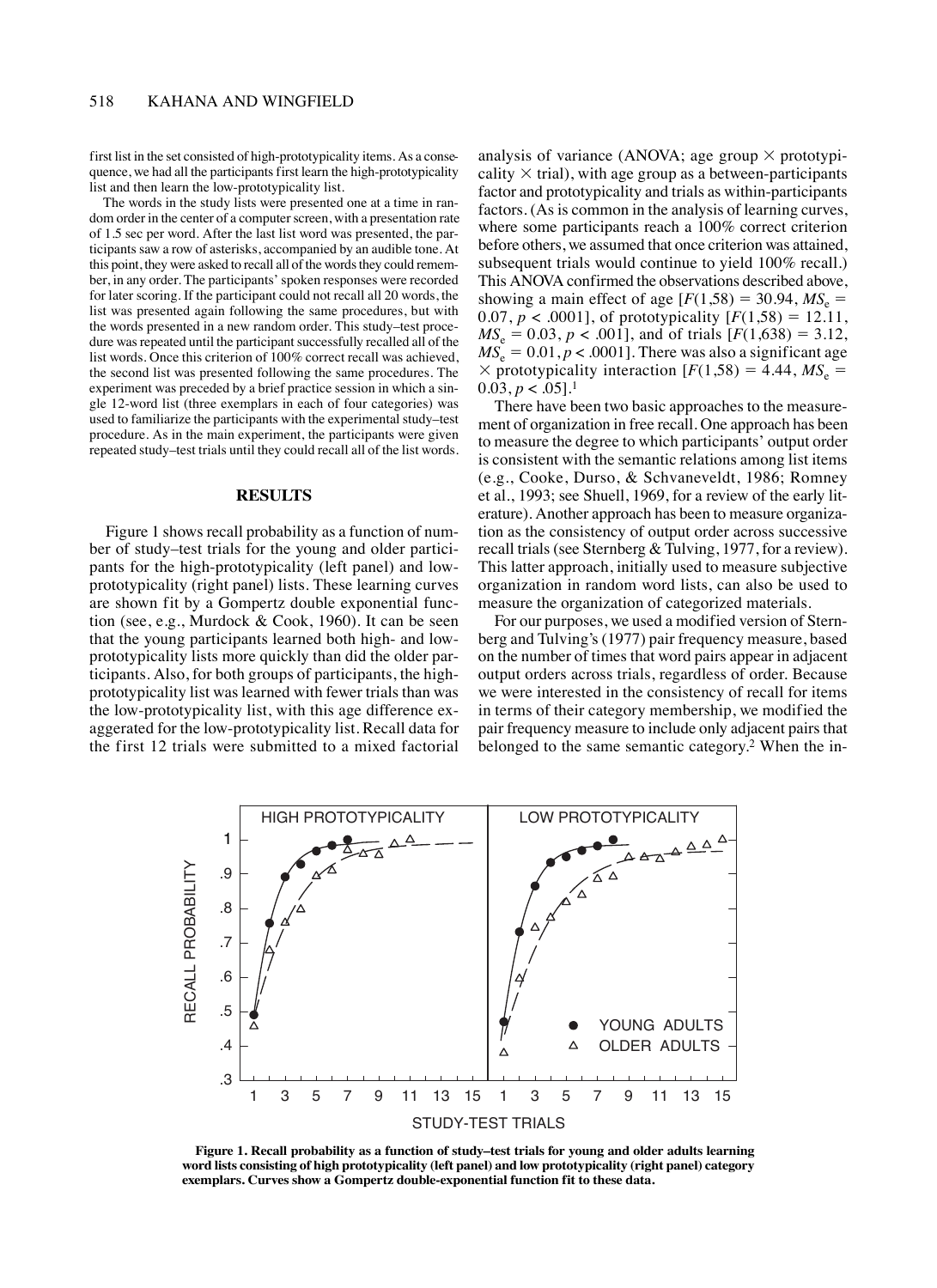first list in the set consisted of high-prototypicality items. As a consequence, we had all the participants first learn the high-prototypicality list and then learn the low-prototypicality list.

The words in the study lists were presented one at a time in random order in the center of a computer screen, with a presentation rate of 1.5 sec per word. After the last list word was presented, the participants saw a row of asterisks, accompanied by an audible tone. At this point, they were asked to recall all of the words they could remember, in any order. The participants' spoken responses were recorded for later scoring. If the participant could not recall all 20 words, the list was presented again following the same procedures, but with the words presented in a new random order. This study–test procedure was repeated until the participant successfully recalled all of the list words. Once this criterion of 100% correct recall was achieved, the second list was presented following the same procedures. The experiment was preceded by a brief practice session in which a single 12-word list (three exemplars in each of four categories) was used to familiarize the participants with the experimental study–test procedure. As in the main experiment, the participants were given repeated study–test trials until they could recall all of the list words.

## RESULTS

Figure 1 shows recall probability as a function of number of study–test trials for the young and older participants for the high-prototypicality (left panel) and low-prototypicality (right panel) lists. These learning curves are shown fit by a Gompertz double exponential function (see, e.g., Murdock & Cook, 1960). It can be seen that the young participants learned both high- and low-prototypicality lists more quickly than did the older participants. Also, for both groups of participants, the high-prototypicality list was learned with fewer trials than was the low-prototypicality list, with this age difference exaggerated for the low-prototypicality list. Recall data for the first 12 trials were submitted to a mixed factorial analysis of variance (ANOVA; age group × prototypicality × trial), with age group as a between-participants factor and prototypicality and trials as within-participants factors. (As is common in the analysis of learning curves, where some participants reach a 100% correct criterion before others, we assumed that once criterion was attained, subsequent trials would continue to yield 100% recall.) This ANOVA confirmed the observations described above, showing a main effect of age [$F(1,58) = 30.94$, $MS_e = 0.07$, $p < .0001$], of prototypicality [$F(1,58) = 12.11$, $MS_e = 0.03$, $p < .001$], and of trials [$F(1,638) = 3.12$, $MS_e = 0.01$, $p < .0001$]. There was also a significant age × prototypicality interaction [$F(1,58) = 4.44$, $MS_e = 0.03$, $p < .05$].[1]

There have been two basic approaches to the measurement of organization in free recall. One approach has been to measure the degree to which participants' output order is consistent with the semantic relations among list items (e.g., Cooke, Durso, & Schvaneveldt, 1986; Romney et al., 1993; see Shuell, 1969, for a review of the early literature). Another approach has been to measure organization as the consistency of output order across successive recall trials (see Sternberg & Tulving, 1977, for a review). This latter approach, initially used to measure subjective organization in random word lists, can also be used to measure the organization of categorized materials.

For our purposes, we used a modified version of Sternberg and Tulving's (1977) pair frequency measure, based on the number of times that word pairs appear in adjacent output orders across trials, regardless of order. Because we were interested in the consistency of recall for items in terms of their category membership, we modified the pair frequency measure to include only adjacent pairs that belonged to the same semantic category.[2] When the in-

HIGH PROTOTYPICALITY
LOW PROTOTYPICALITY
RECALL PROBABILITY
1
.9
.8
.7
.6
.5
.4
.3
1 3 5 7 9 11 13 15 1 3 5 7 9 11 13 15
STUDY-TEST TRIALS
YOUNG ADULTS
OLDER ADULTS

**Figure 1. Recall probability as a function of study–test trials for young and older adults learning word lists consisting of high prototypicality (left panel) and low prototypicality (right panel) category exemplars. Curves show a Gompertz double-exponential function fit to these data.**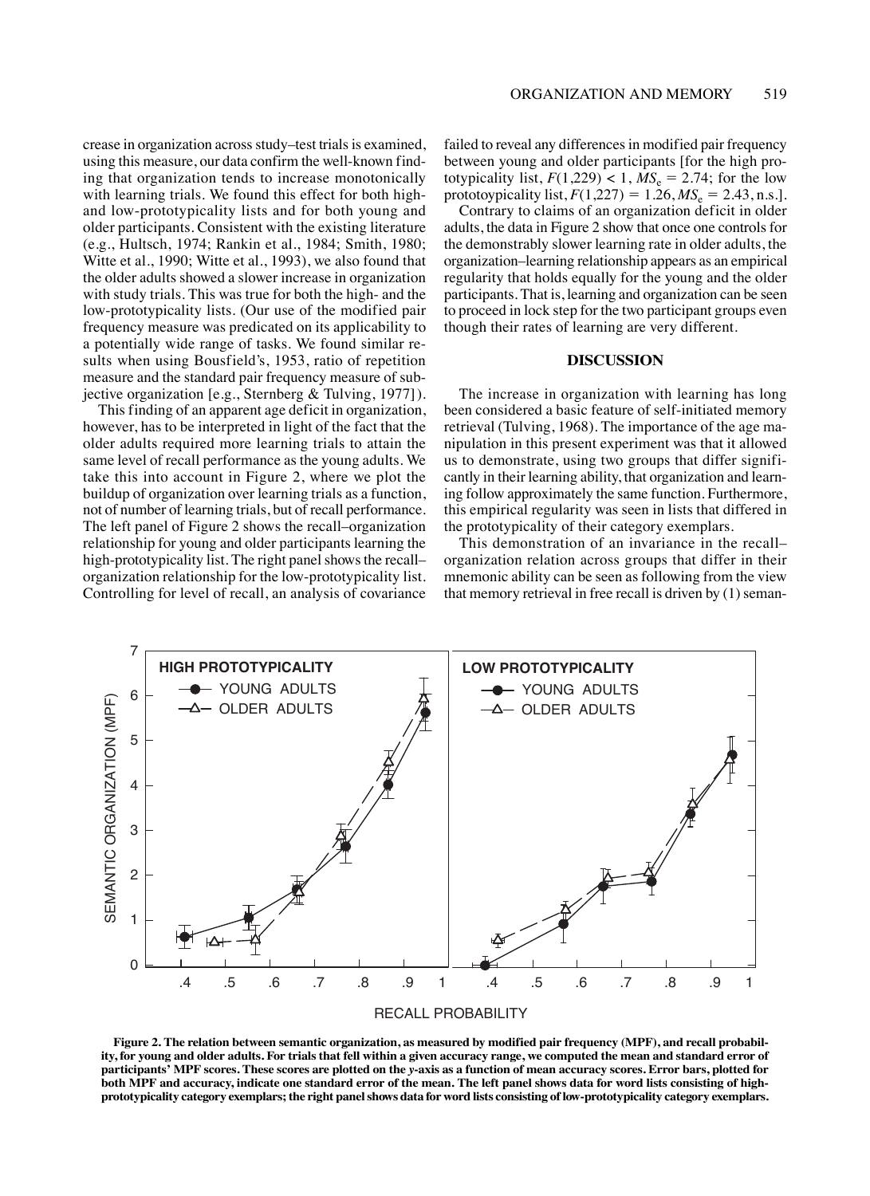crease in organization across study–test trials is examined, using this measure, our data confirm the well-known finding that organization tends to increase monotonically with learning trials. We found this effect for both high- and low-prototypicality lists and for both young and older participants. Consistent with the existing literature (e.g., Hultsch, 1974; Rankin et al., 1984; Smith, 1980; Witte et al., 1990; Witte et al., 1993), we also found that the older adults showed a slower increase in organization with study trials. This was true for both the high- and the low-prototypicality lists. (Our use of the modified pair frequency measure was predicated on its applicability to a potentially wide range of tasks. We found similar results when using Bousfield's, 1953, ratio of repetition measure and the standard pair frequency measure of subjective organization [e.g., Sternberg & Tulving, 1977]).

This finding of an apparent age deficit in organization, however, has to be interpreted in light of the fact that the older adults required more learning trials to attain the same level of recall performance as the young adults. We take this into account in Figure 2, where we plot the buildup of organization over learning trials as a function, not of number of learning trials, but of recall performance. The left panel of Figure 2 shows the recall–organization relationship for young and older participants learning the high-prototypicality list. The right panel shows the recall–organization relationship for the low-prototypicality list. Controlling for level of recall, an analysis of covariance failed to reveal any differences in modified pair frequency between young and older participants [for the high prototypicality list, $F(1,229) < 1$, $MS_e = 2.74$; for the low prototoypicality list, $F(1,227) = 1.26$, $MS_e = 2.43$, n.s.].

Contrary to claims of an organization deficit in older adults, the data in Figure 2 show that once one controls for the demonstrably slower learning rate in older adults, the organization–learning relationship appears as an empirical regularity that holds equally for the young and the older participants. That is, learning and organization can be seen to proceed in lock step for the two participant groups even though their rates of learning are very different.

## DISCUSSION

The increase in organization with learning has long been considered a basic feature of self-initiated memory retrieval (Tulving, 1968). The importance of the age manipulation in this present experiment was that it allowed us to demonstrate, using two groups that differ significantly in their learning ability, that organization and learning follow approximately the same function. Furthermore, this empirical regularity was seen in lists that differed in the prototypicality of their category exemplars.

This demonstration of an invariance in the recall–organization relation across groups that differ in their mnemonic ability can be seen as following from the view that memory retrieval in free recall is driven by (1) seman-

**Figure 2. The relation between semantic organization, as measured by modified pair frequency (MPF), and recall probability, for young and older adults. For trials that fell within a given accuracy range, we computed the mean and standard error of participants' MPF scores. These scores are plotted on the *y*-axis as a function of mean accuracy scores. Error bars, plotted for both MPF and accuracy, indicate one standard error of the mean. The left panel shows data for word lists consisting of high-prototypicality category exemplars; the right panel shows data for word lists consisting of low-prototypicality category exemplars.**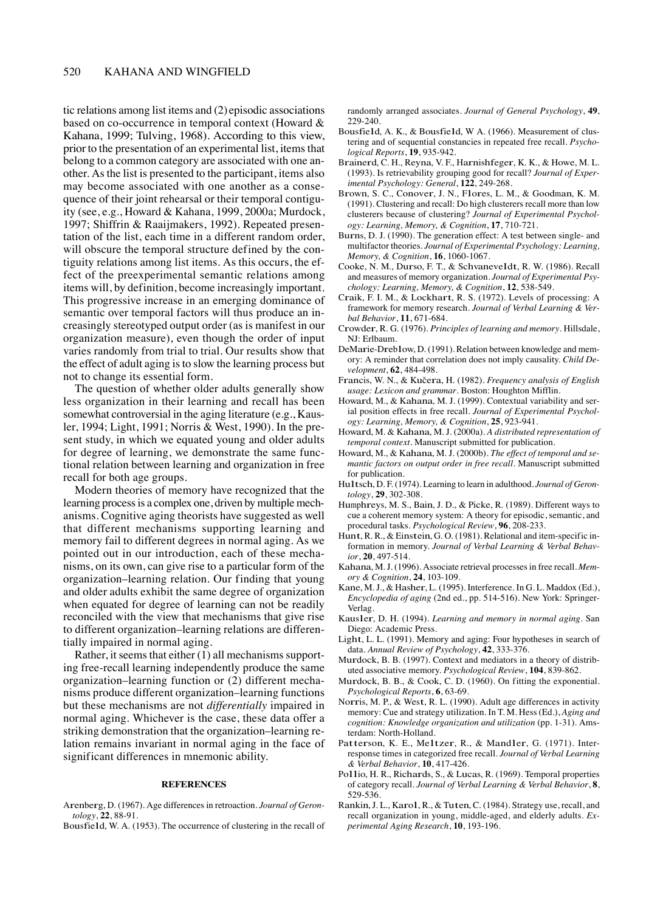tic relations among list items and (2) episodic associations based on co-occurrence in temporal context (Howard & Kahana, 1999; Tulving, 1968). According to this view, prior to the presentation of an experimental list, items that belong to a common category are associated with one another. As the list is presented to the participant, items also may become associated with one another as a consequence of their joint rehearsal or their temporal contiguity (see, e.g., Howard & Kahana, 1999, 2000a; Murdock, 1997; Shiffrin & Raaijmakers, 1992). Repeated presentation of the list, each time in a different random order, will obscure the temporal structure defined by the contiguity relations among list items. As this occurs, the effect of the preexperimental semantic relations among items will, by definition, become increasingly important. This progressive increase in an emerging dominance of semantic over temporal factors will thus produce an increasingly stereotyped output order (as is manifest in our organization measure), even though the order of input varies randomly from trial to trial. Our results show that the effect of adult aging is to slow the learning process but not to change its essential form.

The question of whether older adults generally show less organization in their learning and recall has been somewhat controversial in the aging literature (e.g., Kausler, 1994; Light, 1991; Norris & West, 1990). In the present study, in which we equated young and older adults for degree of learning, we demonstrate the same functional relation between learning and organization in free recall for both age groups.

Modern theories of memory have recognized that the learning process is a complex one, driven by multiple mechanisms. Cognitive aging theorists have suggested as well that different mechanisms supporting learning and memory fail to different degrees in normal aging. As we pointed out in our introduction, each of these mechanisms, on its own, can give rise to a particular form of the organization–learning relation. Our finding that young and older adults exhibit the same degree of organization when equated for degree of learning can not be readily reconciled with the view that mechanisms that give rise to different organization–learning relations are differentially impaired in normal aging.

Rather, it seems that either (1) all mechanisms supporting free-recall learning independently produce the same organization–learning function or (2) different mechanisms produce different organization–learning functions but these mechanisms are not *differentially* impaired in normal aging. Whichever is the case, these data offer a striking demonstration that the organization–learning relation remains invariant in normal aging in the face of significant differences in mnemonic ability.

## REFERENCES

Arenberg, D. (1967). Age differences in retroaction. *Journal of Gerontology*, **22**, 88-91.

Bousfield, W. A. (1953). The occurrence of clustering in the recall of randomly arranged associates. *Journal of General Psychology*, **49**, 229-240.

Bousfield, A. K., & Bousfield, W A. (1966). Measurement of clustering and of sequential constancies in repeated free recall. *Psychological Reports*, **19**, 935-942.

Brainerd, C. H., Reyna, V. F., Harnishfeger, K. K., & Howe, M. L. (1993). Is retrievability grouping good for recall? *Journal of Experimental Psychology: General*, **122**, 249-268.

Brown, S. C., Conover, J. N., Flores, L. M., & Goodman, K. M. (1991). Clustering and recall: Do high clusterers recall more than low clusterers because of clustering? *Journal of Experimental Psychology: Learning, Memory, & Cognition*, **17**, 710-721.

Burns, D. J. (1990). The generation effect: A test between single- and multifactor theories. *Journal of Experimental Psychology: Learning, Memory, & Cognition*, **16**, 1060-1067.

Cooke, N. M., Durso, F. T., & Schvaneveldt, R. W. (1986). Recall and measures of memory organization. *Journal of Experimental Psychology: Learning, Memory, & Cognition*, **12**, 538-549.

Craik, F. I. M., & Lockhart, R. S. (1972). Levels of processing: A framework for memory research. *Journal of Verbal Learning & Verbal Behavior*, **11**, 671-684.

Crowder, R. G. (1976). *Principles of learning and memory*. Hillsdale, NJ: Erlbaum.

DeMarie-Dreblow, D. (1991). Relation between knowledge and memory: A reminder that correlation does not imply causality. *Child Development*, **62**, 484-498.

Francis, W. N., & Kučera, H. (1982). *Frequency analysis of English usage: Lexicon and grammar*. Boston: Houghton Mifflin.

Howard, M., & Kahana, M. J. (1999). Contextual variability and serial position effects in free recall. *Journal of Experimental Psychology: Learning, Memory, & Cognition*, **25**, 923-941.

Howard, M. & Kahana, M. J. (2000a). *A distributed representation of temporal context*. Manuscript submitted for publication.

Howard, M., & Kahana, M. J. (2000b). *The effect of temporal and semantic factors on output order in free recall*. Manuscript submitted for publication.

Hultsch, D. F. (1974). Learning to learn in adulthood. *Journal of Gerontology*, **29**, 302-308.

Humphreys, M. S., Bain, J. D., & Picke, R. (1989). Different ways to cue a coherent memory system: A theory for episodic, semantic, and procedural tasks. *Psychological Review*, **96**, 208-233.

Hunt, R. R., & Einstein, G. O. (1981). Relational and item-specific information in memory. *Journal of Verbal Learning & Verbal Behavior*, **20**, 497-514.

Kahana, M. J. (1996). Associate retrieval processes in free recall. *Memory & Cognition*, **24**, 103-109.

Kane, M. J., & Hasher, L. (1995). Interference. In G. L. Maddox (Ed.), *Encyclopedia of aging* (2nd ed., pp. 514-516). New York: Springer-Verlag.

Kausler, D. H. (1994). *Learning and memory in normal aging*. San Diego: Academic Press.

Light, L. L. (1991). Memory and aging: Four hypotheses in search of data. *Annual Review of Psychology*, **42**, 333-376.

Murdock, B. B. (1997). Context and mediators in a theory of distributed associative memory. *Psychological Review*, **104**, 839-862.

Murdock, B. B., & Cook, C. D. (1960). On fitting the exponential. *Psychological Reports*, **6**, 63-69.

Norris, M. P., & West, R. L. (1990). Adult age differences in activity memory: Cue and strategy utilization. In T. M. Hess (Ed.), *Aging and cognition: Knowledge organization and utilization* (pp. 1-31). Amsterdam: North-Holland.

Patterson, K. E., Meltzer, R., & Mandler, G. (1971). Interresponse times in categorized free recall. *Journal of Verbal Learning & Verbal Behavior*, **10**, 417-426.

Pollio, H. R., Richards, S., & Lucas, R. (1969). Temporal properties of category recall. *Journal of Verbal Learning & Verbal Behavior*, **8**, 529-536.

Rankin, J. L., Karol, R., & Tuten, C. (1984). Strategy use, recall, and recall organization in young, middle-aged, and elderly adults. *Experimental Aging Research*, **10**, 193-196.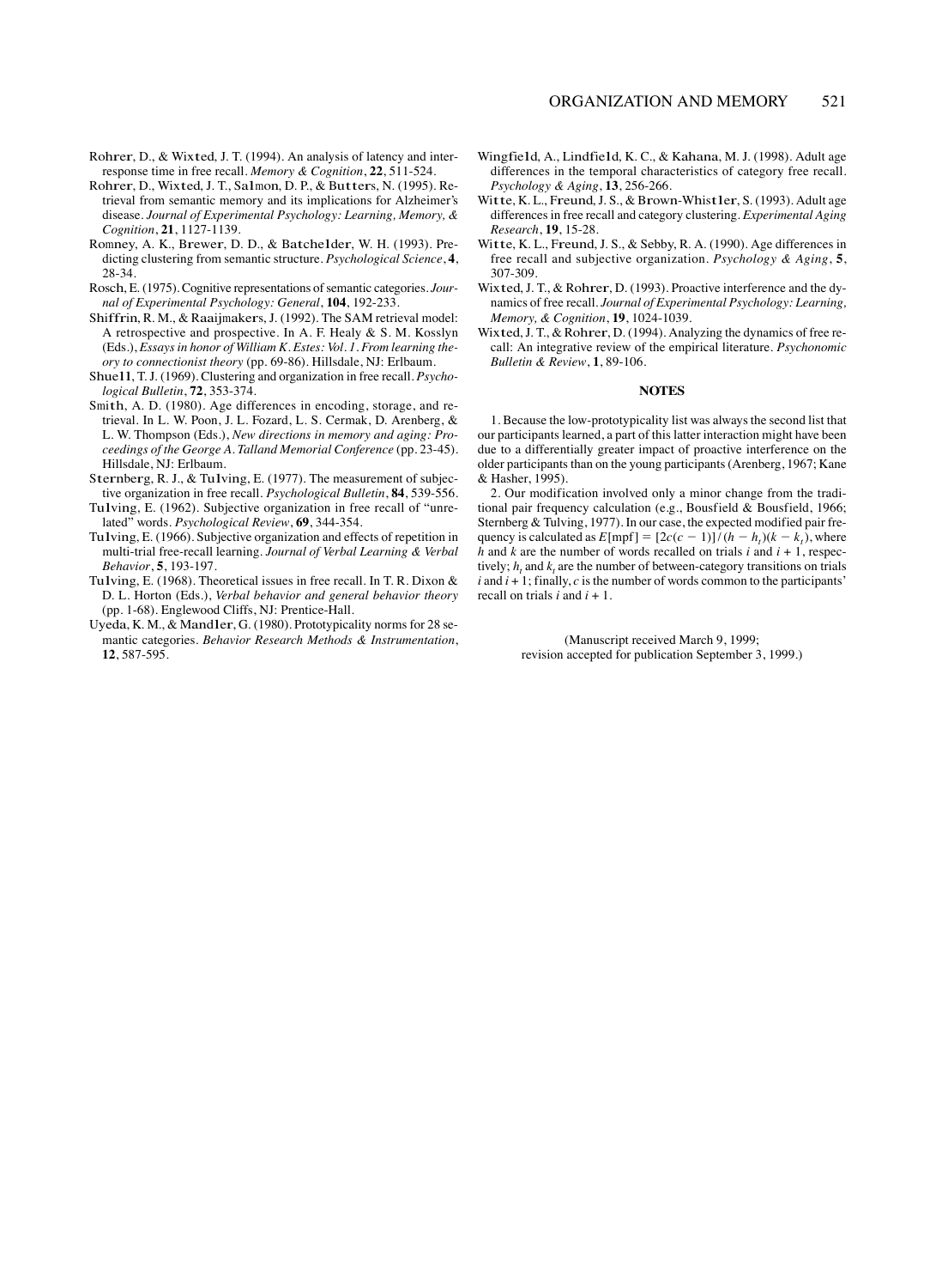Rohrer, D., & Wixted, J. T. (1994). An analysis of latency and interresponse time in free recall. *Memory & Cognition*, **22**, 511-524.

Rohrer, D., Wixted, J. T., Salmon, D. P., & Butters, N. (1995). Retrieval from semantic memory and its implications for Alzheimer's disease. *Journal of Experimental Psychology: Learning, Memory, & Cognition*, **21**, 1127-1139.

Romney, A. K., Brewer, D. D., & Batchelder, W. H. (1993). Predicting clustering from semantic structure. *Psychological Science*, **4**, 28-34.

Rosch, E. (1975). Cognitive representations of semantic categories. *Journal of Experimental Psychology: General*, **104**, 192-233.

Shiffrin, R. M., & Raaijmakers, J. (1992). The SAM retrieval model: A retrospective and prospective. In A. F. Healy & S. M. Kosslyn (Eds.), *Essays in honor of William K. Estes: Vol. 1. From learning theory to connectionist theory* (pp. 69-86). Hillsdale, NJ: Erlbaum.

Shuell, T. J. (1969). Clustering and organization in free recall. *Psychological Bulletin*, **72**, 353-374.

Smith, A. D. (1980). Age differences in encoding, storage, and retrieval. In L. W. Poon, J. L. Fozard, L. S. Cermak, D. Arenberg, & L. W. Thompson (Eds.), *New directions in memory and aging: Proceedings of the George A. Talland Memorial Conference* (pp. 23-45). Hillsdale, NJ: Erlbaum.

Sternberg, R. J., & Tulving, E. (1977). The measurement of subjective organization in free recall. *Psychological Bulletin*, **84**, 539-556.

Tulving, E. (1962). Subjective organization in free recall of "unrelated" words. *Psychological Review*, **69**, 344-354.

Tulving, E. (1966). Subjective organization and effects of repetition in multi-trial free-recall learning. *Journal of Verbal Learning & Verbal Behavior*, **5**, 193-197.

Tulving, E. (1968). Theoretical issues in free recall. In T. R. Dixon & D. L. Horton (Eds.), *Verbal behavior and general behavior theory* (pp. 1-68). Englewood Cliffs, NJ: Prentice-Hall.

Uyeda, K. M., & Mandler, G. (1980). Prototypicality norms for 28 semantic categories. *Behavior Research Methods & Instrumentation*, **12**, 587-595.

Wingfield, A., Lindfield, K. C., & Kahana, M. J. (1998). Adult age differences in the temporal characteristics of category free recall. *Psychology & Aging*, **13**, 256-266.

Witte, K. L., Freund, J. S., & Brown-Whistler, S. (1993). Adult age differences in free recall and category clustering. *Experimental Aging Research*, **19**, 15-28.

Witte, K. L., Freund, J. S., & Sebby, R. A. (1990). Age differences in free recall and subjective organization. *Psychology & Aging*, **5**, 307-309.

Wixted, J. T., & Rohrer, D. (1993). Proactive interference and the dynamics of free recall. *Journal of Experimental Psychology: Learning, Memory, & Cognition*, **19**, 1024-1039.

Wixted, J. T., & Rohrer, D. (1994). Analyzing the dynamics of free recall: An integrative review of the empirical literature. *Psychonomic Bulletin & Review*, **1**, 89-106.

## NOTES

1. Because the low-prototypicality list was always the second list that our participants learned, a part of this latter interaction might have been due to a differentially greater impact of proactive interference on the older participants than on the young participants (Arenberg, 1967; Kane & Hasher, 1995).

2. Our modification involved only a minor change from the traditional pair frequency calculation (e.g., Bousfield & Bousfield, 1966; Sternberg & Tulving, 1977). In our case, the expected modified pair frequency is calculated as $E[\text{mpf}] = [2c(c-1)]/(h-h_t)(k-k_t)$, where $h$ and $k$ are the number of words recalled on trials $i$ and $i+1$, respectively; $h_t$ and $k_t$ are the number of between-category transitions on trials $i$ and $i+1$; finally, $c$ is the number of words common to the participants' recall on trials $i$ and $i+1$.

(Manuscript received March 9, 1999;
revision accepted for publication September 3, 1999.)